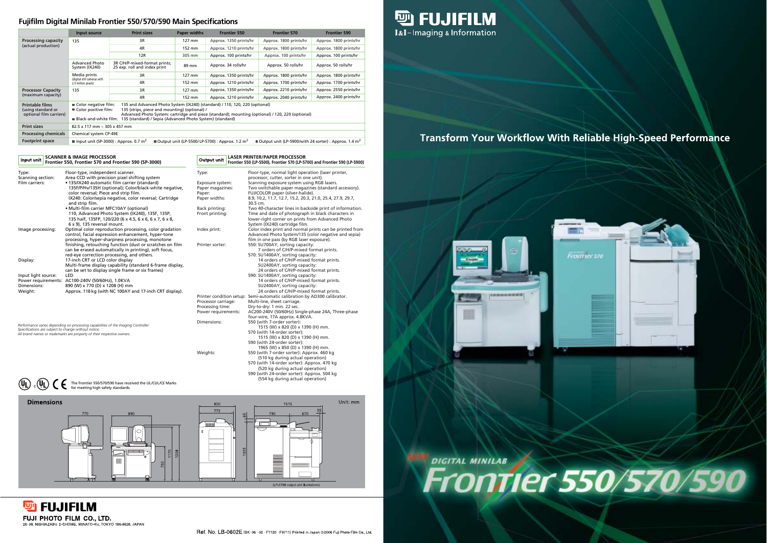# Fujifilm Digital Minilab Frontier 550/570/590 Main Specifications

| | Input source | Print sizes | Paper widths | Frontier 550 | Frontier 570 | Frontier 590 |
|---|---|---|---|---|---|---|
| Processing capacity (actual production) | 135 | 3R | 127 mm | Approx. 1350 prints/hr | Approx. 1800 prints/hr | Approx. 1800 prints/hr |
| | | 4R | 152 mm | Approx. 1210 prints/hr | Approx. 1800 prints/hr | Approx. 1800 prints/hr |
| | | 12R | 305 mm | Approx. 100 prints/hr | Approx. 100 prints/hr | Approx. 100 prints/hr |
| | Advanced Photo System (IX240) | 3R C/H/P-mixed-format prints; 25 exp. roll and index print | 89 mm | Approx. 34 rolls/hr | Approx. 50 rolls/hr | Approx. 50 rolls/hr |
| | Media prints (digital still cameras with 2.5 million pixels) | 3R | 127 mm | Approx. 1350 prints/hr | Approx. 1800 prints/hr | Approx. 1800 prints/hr |
| | | 4R | 152 mm | Approx. 1210 prints/hr | Approx. 1700 prints/hr | Approx. 1700 prints/hr |
| Processor Capacity (maximum capacity) | 135 | 3R | 127 mm | Approx. 1350 prints/hr | Approx. 2210 prints/hr | Approx. 2550 prints/hr |
| | | 4R | 152 mm | Approx. 1210 prints/hr | Approx. 2040 prints/hr | Approx. 2400 prints/hr |
| Printable films (using standard or optional film carriers) | ■ Color negative film: 135 and Advanced Photo System (IX240) (standard) / 110, 120, 220 (optional)<br>■ Color positive film: 135 (strips, piece and mounting) (optional) / Advanced Photo System: cartridge and piece (standard); mounting (optional) / 120, 220 (optional)<br>■ Black-and-white film: 135 (standard) / Sepia (Advanced Photo System) (standard) | | | | | |
| Print sizes | 82.5 x 117 mm ~ 305 x 457 mm | | | | | |
| Processing chemicals | Chemical system CP-49E | | | | | |
| Footprint space | ■ Input unit (SP-3000) : Approx. 0.7 m² ■ Output unit (LP-5500/LP-5700) : Approx. 1.2 m² ■ Output unit (LP-5900/with 24 sorter) : Approx. 1.4 m² | | | | | |

## Input unit — SCANNER & IMAGE PROCESSOR
**Frontier 550, Frontier 570 and Frontier 590 (SP-3000)**

- **Type:** Floor-type, independent scanner.
- **Scanning section:** Area CCD with precision pixel shifting system
- **Film carriers:**
  - 135/IX240 automatic film carrier (standard)
    135F/P/Hv/135H (optional); Color/black-white negative, color reversal; Piece and strip film.
    IX240: Color/sepia negative, color reversal; Cartridge and strip film.
  - Multi-film carrier MFC10AY (optional)
    110, Advanced Photo System (IX240), 135F, 135P, 135 half, 135FP, 120/220 (6 x 4.5, 6 x 6, 6 x 7, 6 x 8, 6 x 9), 135 reversal mount.
- **Image processing:** Optimal color reproduction processing, color gradation control, facial expression enhancement, hyper-tone processing, hyper-sharpness processing, monotone finishing, retouching function (dust or scratches on film can be erased automatically in printing), soft focus, red-eye correction processing, and others.
- **Display:** 17-inch CRT or LCD color display
  Multi-frame display capability (standard 6-frame display, can be set to display single frame or six frames)
- **Input light source:** LED
- **Power requirements:** AC100-240V (50/60Hz), 1.0KVA
- **Dimensions:** 890 (W) x 770 (D) x 1208 (H) mm
- **Weight:** Approx. 118 kg (with NC 100AY and 17-inch CRT display).

*Performance varies depending on processing capabilities of the Imaging Controller.*
*Specifications are subject to change without notice.*
*All brand names or trademarks are property of their respective owners.*

## Output unit — LASER PRINTER/PAPER PROCESSOR
**Frontier 550 (LP-5500), Frontier 570 (LP-5700) and Frontier 590 (LP-5900)**

- **Type:** Floor-type, normal light operation (laser printer, processor, cutter, sorter in one unit).
- **Exposure system:** Scanning exposure system using RGB lasers.
- **Paper magazines:** Two switchable paper magazines (standard accessory).
- **Paper:** FUJICOLOR paper (silver-halide).
- **Paper widths:** 8.9, 10.2, 11.7, 12.7, 15.2, 20.3, 21.0, 25.4, 27.9, 29.7, 30.5 cm.
- **Back printing:** Two 40-character lines in backside print of information.
- **Front printing:** Time and date of photograph in black characters in lower-right corner on prints from Advanced Photo System (IX240) cartridge film.
- **Index print:** Color index print and normal prints can be printed from Advanced Photo System/135 (color negative and sepia) film in one pass (by RGB laser exposure).
- **Printer sorter:**
  550: SU700AY, sorting capacity: 7 orders of C/H/P-mixed format prints.
  570: SU1400AY, sorting capacity: 14 orders of C/H/P-mixed format prints.
  SU2400AY, sorting capacity: 24 orders of C/H/P-mixed format prints.
  590: SU1400AY, sorting capacity: 14 orders of C/H/P-mixed format prints.
  SU2400AY, sorting capacity: 24 orders of C/H/P-mixed format prints.
- **Printer condition setup:** Semi-automatic calibration by AD300 calibrator.
- **Processor carriage:** Multi-line, sheet carriage.
- **Processing time:** Dry-to-dry: 1 min. 22 sec.
- **Power requirements:** AC200-240V (50/60Hz) Single-phase 24A, Three-phase four-wire, 17A approx. 4.8KVA.
- **Dimensions:**
  550 (with 7-order sorter): 1515 (W) x 820 (D) x 1390 (H) mm.
  570 (with 14-order sorter): 1515 (W) x 820 (D) x 1390 (H) mm.
  590 (with 24-order sorter): 1965 (W) x 850 (D) x 1390 (H) mm.
- **Weights:**
  550 (with 7-order sorter): Approx. 460 kg (510 kg during actual operation)
  570 (with 14-order sorter): Approx. 470 kg (520 kg during actual operation)
  590 (with 24-order sorter): Approx. 504 kg (554 kg during actual operation)

The Frontier 550/570/590 have received the UL/CUL/CE Marks for meeting high safety standards.

## Dimensions

Unit: mm

(LP-5700 output unit illustrations)

**FUJIFILM**
FUJI PHOTO FILM CO., LTD.
26-30, NISHIAZABU 2-CHOME, MINATO-KU, TOKYO 106-8620, JAPAN

Ref. No. LB-0602E (SK · 06 · 02 · F1120 · F9711) Printed in Japan ©2006 Fuji Photo Film Co., Ltd.

**FUJIFILM**
I&I–Imaging & Information

## Transform Your Workflow With Reliable High-Speed Performance

NEW DIGITAL MINILAB
# Frontier 550/570/590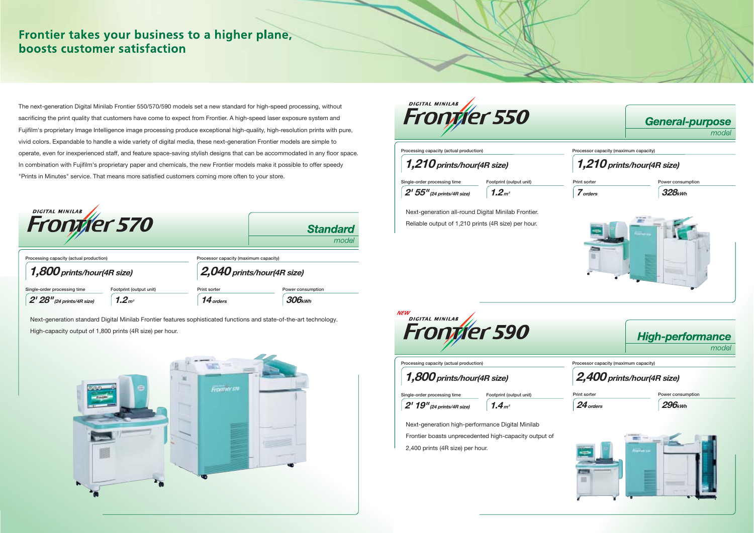# Frontier takes your business to a higher plane, boosts customer satisfaction

The next-generation Digital Minilab Frontier 550/570/590 models set a new standard for high-speed processing, without sacrificing the print quality that customers have come to expect from Frontier. A high-speed laser exposure system and Fujifilm's proprietary Image Intelligence image processing produce exceptional high-quality, high-resolution prints with pure, vivid colors. Expandable to handle a wide variety of digital media, these next-generation Frontier models are simple to operate, even for inexperienced staff, and feature space-saving stylish designs that can be accommodated in any floor space. In combination with Fujifilm's proprietary paper and chemicals, the new Frontier models make it possible to offer speedy "Prints in Minutes" service. That means more satisfied customers coming more often to your store.

## DIGITAL MINILAB Frontier 570

*Standard model*

| Processing capacity (actual production) | Processor capacity (maximum capacity) |
|---|---|
| **1,800** prints/hour(4R size) | **2,040** prints/hour(4R size) |

| Single-order processing time | Footprint (output unit) | Print sorter | Power consumption |
|---|---|---|---|
| **2' 28"** (24 prints/4R size) | **1.2** $m^2$ | **14** orders | **306** kWh |

Next-generation standard Digital Minilab Frontier features sophisticated functions and state-of-the-art technology.
High-capacity output of 1,800 prints (4R size) per hour.

## DIGITAL MINILAB Frontier 550

*General-purpose model*

| Processing capacity (actual production) | Processor capacity (maximum capacity) |
|---|---|
| **1,210** prints/hour(4R size) | **1,210** prints/hour(4R size) |

| Single-order processing time | Footprint (output unit) | Print sorter | Power consumption |
|---|---|---|---|
| **2' 55"** (24 prints/4R size) | **1.2** $m^2$ | **7** orders | **328** kWh |

Next-generation all-round Digital Minilab Frontier.
Reliable output of 1,210 prints (4R size) per hour.

## NEW DIGITAL MINILAB Frontier 590

*High-performance model*

| Processing capacity (actual production) | Processor capacity (maximum capacity) |
|---|---|
| **1,800** prints/hour(4R size) | **2,400** prints/hour(4R size) |

| Single-order processing time | Footprint (output unit) | Print sorter | Power consumption |
|---|---|---|---|
| **2' 19"** (24 prints/4R size) | **1.4** $m^2$ | **24** orders | **296** kWh |

Next-generation high-performance Digital Minilab Frontier boasts unprecedented high-capacity output of 2,400 prints (4R size) per hour.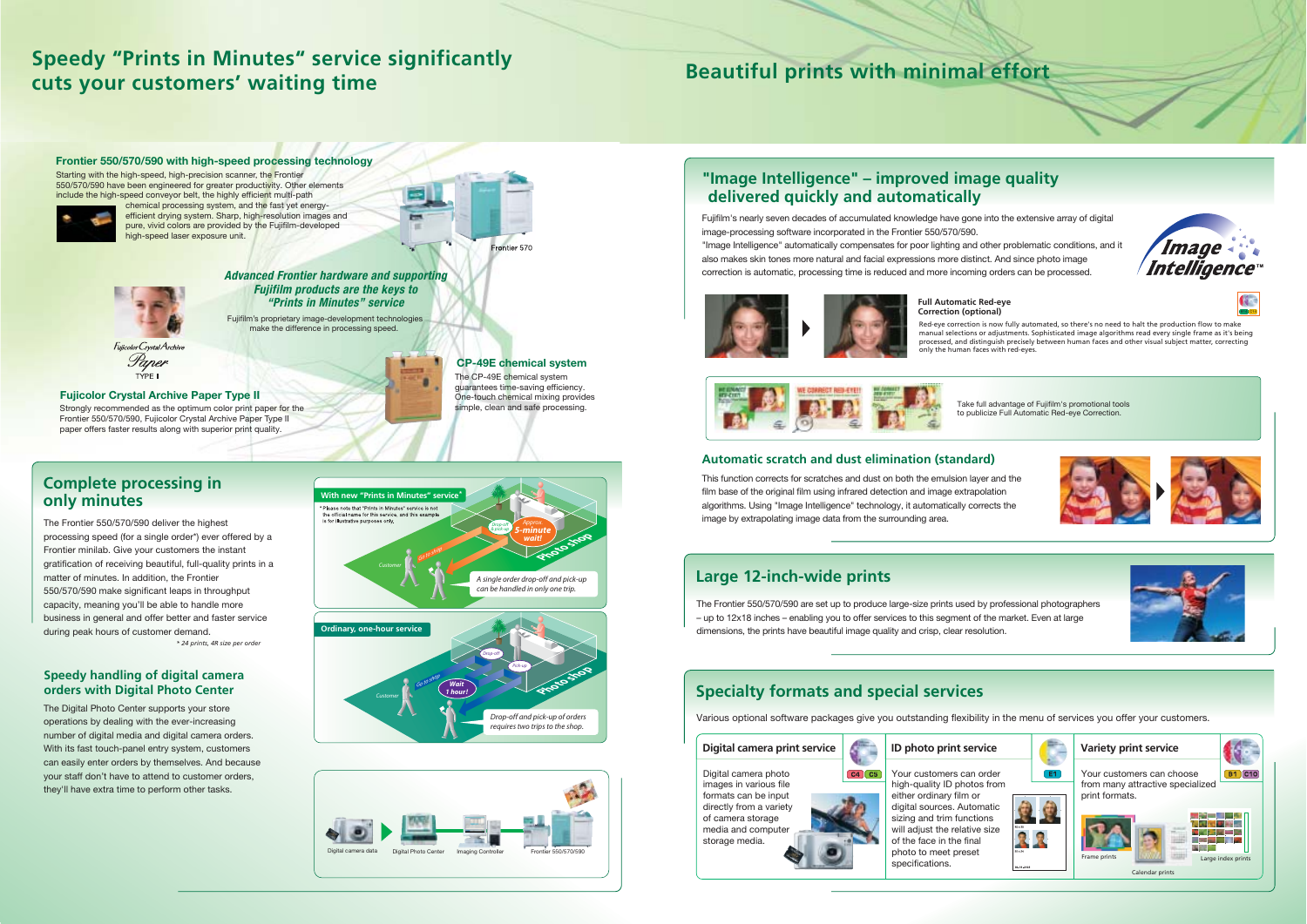# Speedy "Prints in Minutes" service significantly cuts your customers' waiting time

### Frontier 550/570/590 with high-speed processing technology

Starting with the high-speed, high-precision scanner, the Frontier 550/570/590 have been engineered for greater productivity. Other elements include the high-speed conveyor belt, the highly efficient multi-path chemical processing system, and the fast yet energy-efficient drying system. Sharp, high-resolution images and pure, vivid colors are provided by the Fujifilm-developed high-speed laser exposure unit.

Frontier 570

***Advanced Frontier hardware and supporting Fujifilm products are the keys to "Prints in Minutes" service***

Fujifilm's proprietary image-development technologies make the difference in processing speed.

Fujicolor Crystal Archive Paper TYPE II

### Fujicolor Crystal Archive Paper Type II

Strongly recommended as the optimum color print paper for the Frontier 550/570/590, Fujicolor Crystal Archive Paper Type II paper offers faster results along with superior print quality.

### CP-49E chemical system

The CP-49E chemical system guarantees time-saving efficiency. One-touch chemical mixing provides simple, clean and safe processing.

## Complete processing in only minutes

The Frontier 550/570/590 deliver the highest processing speed (for a single order*) ever offered by a Frontier minilab. Give your customers the instant gratification of receiving beautiful, full-quality prints in a matter of minutes. In addition, the Frontier 550/570/590 make significant leaps in throughput capacity, meaning you'll be able to handle more business in general and offer better and faster service during peak hours of customer demand.

*\* 24 prints, 4R size per order*

**With new "Prints in Minutes" service***

\* Please note that "Prints in Minutes" service is not the official name for this service, and this example is for illustrative purposes only.

Customer — Go to shop — Drop-off & pick-up — Approx. 5-minute wait! — Photo shop

*A single order drop-off and pick-up can be handled in only one trip.*

**Ordinary, one-hour service**

Customer — Go to shop — Drop-off — Pick-up — Wait 1 hour! — Photo shop

*Drop-off and pick-up of orders requires two trips to the shop.*

### Speedy handling of digital camera orders with Digital Photo Center

The Digital Photo Center supports your store operations by dealing with the ever-increasing number of digital media and digital camera orders. With its fast touch-panel entry system, customers can easily enter orders by themselves. And because your staff don't have to attend to customer orders, they'll have extra time to perform other tasks.

Digital camera data — Digital Photo Center — Imaging Controller — Frontier 550/570/590

# Beautiful prints with minimal effort

## "Image Intelligence" – improved image quality delivered quickly and automatically

Fujifilm's nearly seven decades of accumulated knowledge have gone into the extensive array of digital image-processing software incorporated in the Frontier 550/570/590.

"Image Intelligence" automatically compensates for poor lighting and other problematic conditions, and it also makes skin tones more natural and facial expressions more distinct. And since photo image correction is automatic, processing time is reduced and more incoming orders can be processed.

Image Intelligence™

### Full Automatic Red-eye Correction (optional)

Red-eye correction is now fully automated, so there's no need to halt the production flow to make manual selections or adjustments. Sophisticated image algorithms read every single frame as it's being processed, and distinguish precisely between human faces and other visual subject matter, correcting only the human faces with red-eyes.

Take full advantage of Fujifilm's promotional tools to publicize Full Automatic Red-eye Correction.

### Automatic scratch and dust elimination (standard)

This function corrects for scratches and dust on both the emulsion layer and the film base of the original film using infrared detection and image extrapolation algorithms. Using "Image Intelligence" technology, it automatically corrects the image by extrapolating image data from the surrounding area.

## Large 12-inch-wide prints

The Frontier 550/570/590 are set up to produce large-size prints used by professional photographers – up to 12x18 inches – enabling you to offer services to this segment of the market. Even at large dimensions, the prints have beautiful image quality and crisp, clear resolution.

## Specialty formats and special services

Various optional software packages give you outstanding flexibility in the menu of services you offer your customers.

### Digital camera print service

C4 C5

Digital camera photo images in various file formats can be input directly from a variety of camera storage media and computer storage media.

### ID photo print service

E1

Your customers can order high-quality ID photos from either ordinary film or digital sources. Automatic sizing and trim functions will adjust the relative size of the face in the final photo to meet preset specifications.

### Variety print service

B1 C10

Your customers can choose from many attractive specialized print formats.

Frame prints — Calendar prints — Large index prints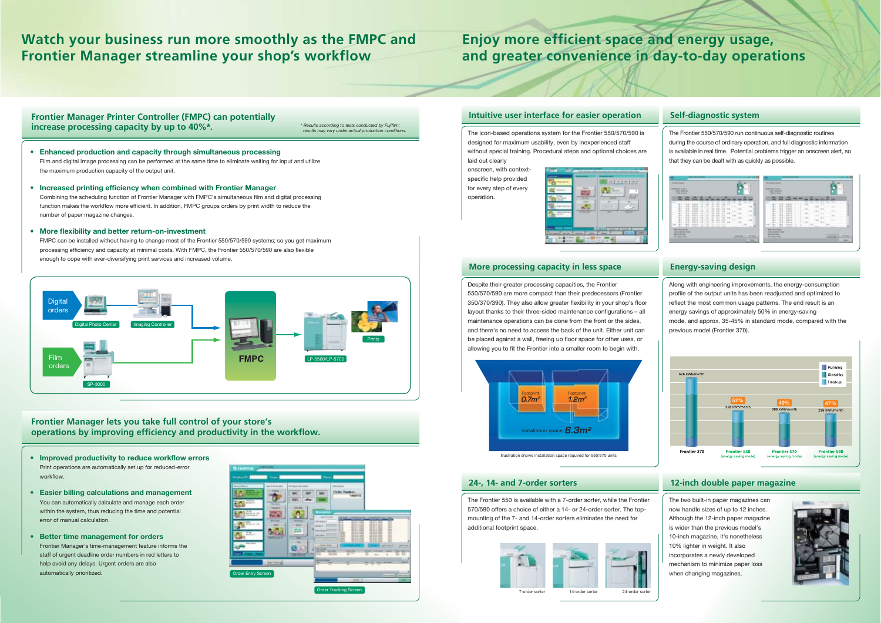# Watch your business run more smoothly as the FMPC and Frontier Manager streamline your shop's workflow

## Frontier Manager Printer Controller (FMPC) can potentially increase processing capacity by up to 40%*.

*\* Results according to tests conducted by Fujifilm; results may vary under actual production conditions.*

- **Enhanced production and capacity through simultaneous processing**
  Film and digital image processing can be performed at the same time to eliminate waiting for input and utilize the maximum production capacity of the output unit.

- **Increased printing efficiency when combined with Frontier Manager**
  Combining the scheduling function of Frontier Manager with FMPC's simultaneous film and digital processing function makes the workflow more efficient. In addition, FMPC groups orders by print width to reduce the number of paper magazine changes.

- **More flexibility and better return-on-investment**
  FMPC can be installed without having to change most of the Frontier 550/570/590 systems; so you get maximum processing efficiency and capacity at minimal costs. With FMPC, the Frontier 550/570/590 are also flexible enough to cope with ever-diversifying print services and increased volume.

Digital orders
Digital Photo Center
Imaging Controller
Film orders
SP-3000
FMPC
LP-5500/LP-5700
Prints

## Frontier Manager lets you take full control of your store's operations by improving efficiency and productivity in the workflow.

- **Improved productivity to reduce workflow errors**
  Print operations are automatically set up for reduced-error workflow.

- **Easier billing calculations and management**
  You can automatically calculate and manage each order within the system, thus reducing the time and potential error of manual calculation.

- **Better time management for orders**
  Frontier Manager's time-management feature informs the staff of urgent deadline order numbers in red letters to help avoid any delays. Urgent orders are also automatically prioritized.

Order Entry Screen

Order Tracking Screen

# Enjoy more efficient space and energy usage, and greater convenience in day-to-day operations

## Intuitive user interface for easier operation

The icon-based operations system for the Frontier 550/570/590 is designed for maximum usability, even by inexperienced staff without special training. Procedural steps and optional choices are laid out clearly onscreen, with context-specific help provided for every step of every operation.

## Self-diagnostic system

The Frontier 550/570/590 run continuous self-diagnostic routines during the course of ordinary operation, and full diagnostic information is available in real time. Potential problems trigger an onscreen alert, so that they can be dealt with as quickly as possible.

## More processing capacity in less space

Despite their greater processing capacities, the Frontier 550/570/590 are more compact than their predecessors (Frontier 350/370/390). They also allow greater flexibility in your shop's floor layout thanks to their three-sided maintenance configurations – all maintenance operations can be done from the front or the sides, and there's no need to access the back of the unit. Either unit can be placed against a wall, freeing up floor space for other uses, or allowing you to fit the Frontier into a smaller room to begin with.

Footprint $0.7m^2$
Footprint $1.2m^2$
Installation space $6.3m^2$

Illustration shows installation space required for 550/570 units

## Energy-saving design

Along with engineering improvements, the energy-consumption profile of the output units has been readjusted and optimized to reflect the most common usage patterns. The end result is an energy savings of approximately 50% in energy-saving mode, and approx. 35-45% in standard mode, compared with the previous model (Frontier 370).

Running
Stand-by
Heat-up
626 kWh/month
52%
328 kWh/month
49%
306 kWh/month
47%
296 kWh/month
Frontier 370
Frontier 550 (energy saving mode)
Frontier 570 (energy saving mode)
Frontier 590 (energy saving mode)

## 24-, 14- and 7-order sorters

The Frontier 550 is available with a 7-order sorter, while the Frontier 570/590 offers a choice of either a 14- or 24-order sorter. The top-mounting of the 7- and 14-order sorters eliminates the need for additional footprint space.

7-order sorter
14-order sorter
24-order sorter

## 12-inch double paper magazine

The two built-in paper magazines can now handle sizes of up to 12 inches. Although the 12-inch paper magazine is wider than the previous model's 10-inch magazine, it's nonetheless 10% lighter in weight. It also incorporates a newly developed mechanism to minimize paper loss when changing magazines.